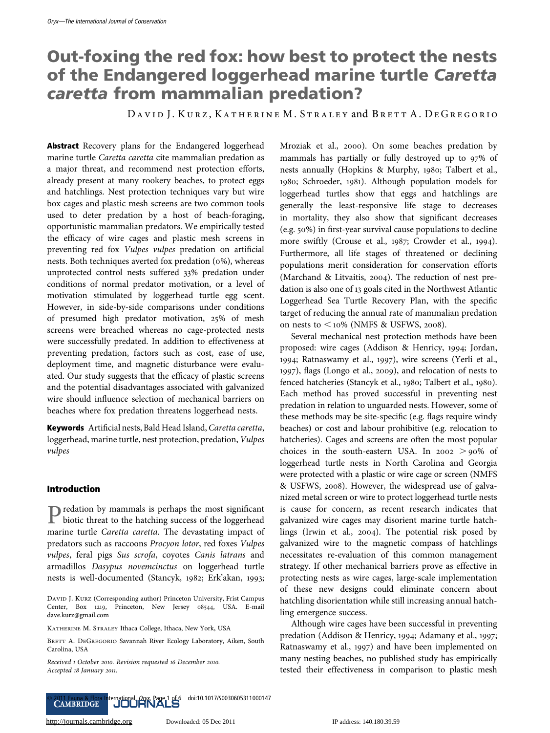# Out-foxing the red fox: how best to protect the nests of the Endangered loggerhead marine turtle *Caretta caretta* from mammalian predation?

David J. Kurz, Katherine M. Straley and Brett A. DeGregorio

**Abstract** Recovery plans for the Endangered loggerhead marine turtle *Caretta caretta* cite mammalian predation as a major threat, and recommend nest protection efforts, already present at many rookery beaches, to protect eggs and hatchlings. Nest protection techniques vary but wire box cages and plastic mesh screens are two common tools used to deter predation by a host of beach-foraging, opportunistic mammalian predators. We empirically tested the efficacy of wire cages and plastic mesh screens in preventing red fox *Vulpes vulpes* predation on artificial nests. Both techniques averted fox predation (0%), whereas unprotected control nests suffered 33% predation under conditions of normal predator motivation, or a level of motivation stimulated by loggerhead turtle egg scent. However, in side-by-side comparisons under conditions of presumed high predator motivation, 25% of mesh screens were breached whereas no cage-protected nests were successfully predated. In addition to effectiveness at preventing predation, factors such as cost, ease of use, deployment time, and magnetic disturbance were evaluated. Our study suggests that the efficacy of plastic screens and the potential disadvantages associated with galvanized wire should influence selection of mechanical barriers on beaches where fox predation threatens loggerhead nests.

**Keywords** Artificial nests, Bald Head Island, *Caretta caretta*, loggerhead, marine turtle, nest protection, predation, *Vulpes vulpes*

David J. Kurz (Corresponding author) Princeton University, Frist Campus Center, Box 1219, Princeton, New Jersey 08544, USA. E-mail dave.kurz@gmail.com

Katherine M. Straley Ithaca College, Ithaca, New York, USA

Brett A. DeGregorio Savannah River Ecology Laboratory, Aiken, South Carolina, USA

*Received 1 October 2010. Revision requested 16 December 2010. Accepted 18 January 2011.*

## Introduction

Predation by mammals is perhaps the most significant biotic threat to the hatching success of the loggerhead marine turtle *Caretta caretta*. The devastating impact of predators such as raccoons *Procyon lotor*, red foxes *Vulpes vulpes*, feral pigs *Sus scrofa*, coyotes *Canis latrans* and armadillos *Dasypus novemcinctus* on loggerhead turtle nests is well-documented (Stancyk, 1982; Erk'akan, 1993; Mroziak et al., 2000). On some beaches predation by mammals has partially or fully destroyed up to 97% of nests annually (Hopkins & Murphy, 1980; Talbert et al., 1980; Schroeder, 1981). Although population models for loggerhead turtles show that eggs and hatchlings are generally the least-responsive life stage to decreases in mortality, they also show that significant decreases (e.g. 50%) in first-year survival cause populations to decline more swiftly (Crouse et al., 1987; Crowder et al., 1994). Furthermore, all life stages of threatened or declining populations merit consideration for conservation efforts (Marchand & Litvaitis, 2004). The reduction of nest predation is also one of 13 goals cited in the Northwest Atlantic Loggerhead Sea Turtle Recovery Plan, with the specific target of reducing the annual rate of mammalian predation on nests to < 10% (NMFS & USFWS, 2008).

Several mechanical nest protection methods have been proposed: wire cages (Addison & Henricy, 1994; Jordan, 1994; Ratnaswamy et al., 1997), wire screens (Yerli et al., 1997), flags (Longo et al., 2009), and relocation of nests to fenced hatcheries (Stancyk et al., 1980; Talbert et al., 1980). Each method has proved successful in preventing nest predation in relation to unguarded nests. However, some of these methods may be site-specific (e.g. flags require windy beaches) or cost and labour prohibitive (e.g. relocation to hatcheries). Cages and screens are often the most popular choices in the south-eastern USA. In 2002 > 90% of loggerhead turtle nests in North Carolina and Georgia were protected with a plastic or wire cage or screen (NMFS & USFWS, 2008). However, the widespread use of galvanized metal screen or wire to protect loggerhead turtle nests is cause for concern, as recent research indicates that galvanized wire cages may disorient marine turtle hatchlings (Irwin et al., 2004). The potential risk posed by galvanized wire to the magnetic compass of hatchlings necessitates re-evaluation of this common management strategy. If other mechanical barriers prove as effective in protecting nests as wire cages, large-scale implementation of these new designs could eliminate concern about hatchling disorientation while still increasing annual hatchling emergence success.

Although wire cages have been successful in preventing predation (Addison & Henricy, 1994; Adamany et al., 1997; Ratnaswamy et al., 1997) and have been implemented on many nesting beaches, no published study has empirically tested their effectiveness in comparison to plastic mesh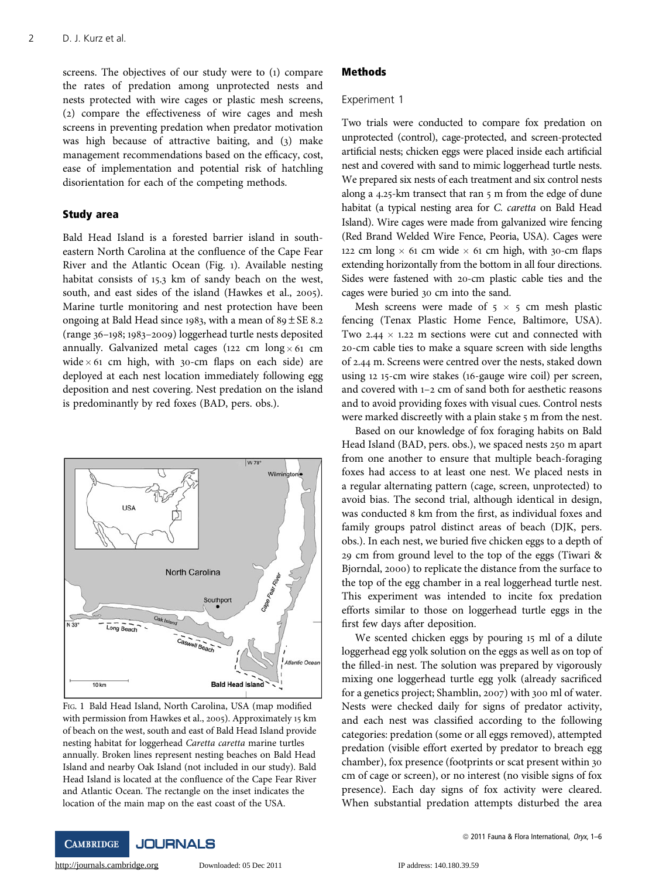screens. The objectives of our study were to (1) compare the rates of predation among unprotected nests and nests protected with wire cages or plastic mesh screens, (2) compare the effectiveness of wire cages and mesh screens in preventing predation when predator motivation was high because of attractive baiting, and (3) make management recommendations based on the efficacy, cost, ease of implementation and potential risk of hatchling disorientation for each of the competing methods.

## Study area

Bald Head Island is a forested barrier island in south-eastern North Carolina at the confluence of the Cape Fear River and the Atlantic Ocean (Fig. 1). Available nesting habitat consists of 15.3 km of sandy beach on the west, south, and east sides of the island (Hawkes et al., 2005). Marine turtle monitoring and nest protection have been ongoing at Bald Head since 1983, with a mean of 89 ± SE 8.2 (range 36–198; 1983–2009) loggerhead turtle nests deposited annually. Galvanized metal cages (122 cm long × 61 cm wide × 61 cm high, with 30-cm flaps on each side) are deployed at each nest location immediately following egg deposition and nest covering. Nest predation on the island is predominantly by red foxes (BAD, pers. obs.).

Fig. 1 Bald Head Island, North Carolina, USA (map modified with permission from Hawkes et al., 2005). Approximately 15 km of beach on the west, south and east of Bald Head Island provide nesting habitat for loggerhead *Caretta caretta* marine turtles annually. Broken lines represent nesting beaches on Bald Head Island and nearby Oak Island (not included in our study). Bald Head Island is located at the confluence of the Cape Fear River and Atlantic Ocean. The rectangle on the inset indicates the location of the main map on the east coast of the USA.

## Methods

### Experiment 1

Two trials were conducted to compare fox predation on unprotected (control), cage-protected, and screen-protected artificial nests; chicken eggs were placed inside each artificial nest and covered with sand to mimic loggerhead turtle nests. We prepared six nests of each treatment and six control nests along a 4.25-km transect that ran 5 m from the edge of dune habitat (a typical nesting area for *C. caretta* on Bald Head Island). Wire cages were made from galvanized wire fencing (Red Brand Welded Wire Fence, Peoria, USA). Cages were 122 cm long × 61 cm wide × 61 cm high, with 30-cm flaps extending horizontally from the bottom in all four directions. Sides were fastened with 20-cm plastic cable ties and the cages were buried 30 cm into the sand.

Mesh screens were made of 5 × 5 cm mesh plastic fencing (Tenax Plastic Home Fence, Baltimore, USA). Two 2.44 × 1.22 m sections were cut and connected with 20-cm cable ties to make a square screen with side lengths of 2.44 m. Screens were centred over the nests, staked down using 12 15-cm wire stakes (16-gauge wire coil) per screen, and covered with 1–2 cm of sand both for aesthetic reasons and to avoid providing foxes with visual cues. Control nests were marked discreetly with a plain stake 5 m from the nest.

Based on our knowledge of fox foraging habits on Bald Head Island (BAD, pers. obs.), we spaced nests 250 m apart from one another to ensure that multiple beach-foraging foxes had access to at least one nest. We placed nests in a regular alternating pattern (cage, screen, unprotected) to avoid bias. The second trial, although identical in design, was conducted 8 km from the first, as individual foxes and family groups patrol distinct areas of beach (DJK, pers. obs.). In each nest, we buried five chicken eggs to a depth of 29 cm from ground level to the top of the eggs (Tiwari & Bjorndal, 2000) to replicate the distance from the surface to the top of the egg chamber in a real loggerhead turtle nest. This experiment was intended to incite fox predation efforts similar to those on loggerhead turtle eggs in the first few days after deposition.

We scented chicken eggs by pouring 15 ml of a dilute loggerhead egg yolk solution on the eggs as well as on top of the filled-in nest. The solution was prepared by vigorously mixing one loggerhead turtle egg yolk (already sacrificed for a genetics project; Shamblin, 2007) with 300 ml of water. Nests were checked daily for signs of predator activity, and each nest was classified according to the following categories: predation (some or all eggs removed), attempted predation (visible effort exerted by predator to breach egg chamber), fox presence (footprints or scat present within 30 cm of cage or screen), or no interest (no visible signs of fox presence). Each day signs of fox activity were cleared. When substantial predation attempts disturbed the area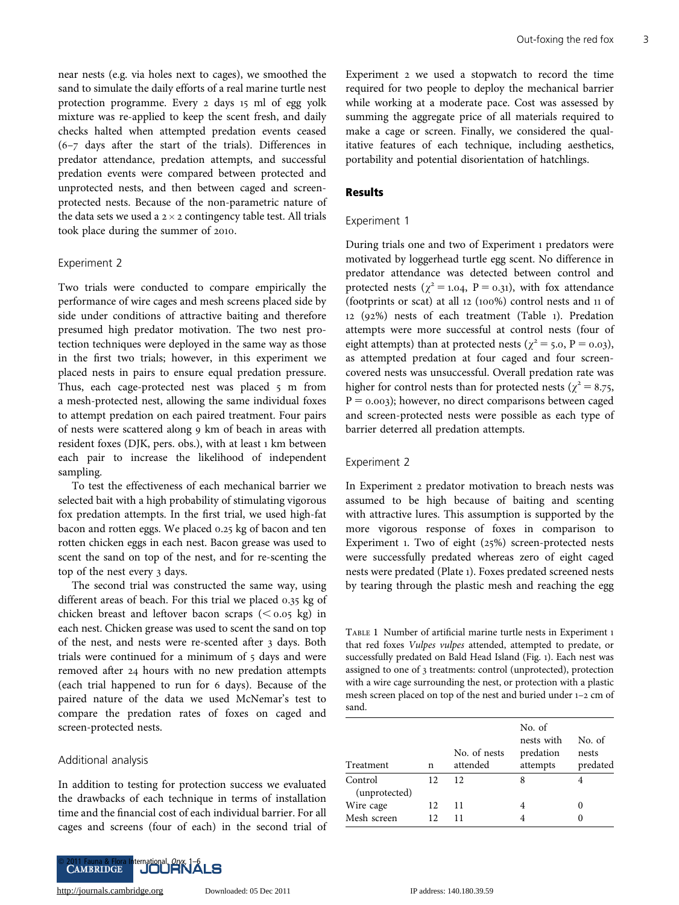near nests (e.g. via holes next to cages), we smoothed the sand to simulate the daily efforts of a real marine turtle nest protection programme. Every 2 days 15 ml of egg yolk mixture was re-applied to keep the scent fresh, and daily checks halted when attempted predation events ceased (6–7 days after the start of the trials). Differences in predator attendance, predation attempts, and successful predation events were compared between protected and unprotected nests, and then between caged and screen-protected nests. Because of the non-parametric nature of the data sets we used a $2 \times 2$ contingency table test. All trials took place during the summer of 2010.

### Experiment 2

Two trials were conducted to compare empirically the performance of wire cages and mesh screens placed side by side under conditions of attractive baiting and therefore presumed high predator motivation. The two nest protection techniques were deployed in the same way as those in the first two trials; however, in this experiment we placed nests in pairs to ensure equal predation pressure. Thus, each cage-protected nest was placed 5 m from a mesh-protected nest, allowing the same individual foxes to attempt predation on each paired treatment. Four pairs of nests were scattered along 9 km of beach in areas with resident foxes (DJK, pers. obs.), with at least 1 km between each pair to increase the likelihood of independent sampling.

To test the effectiveness of each mechanical barrier we selected bait with a high probability of stimulating vigorous fox predation attempts. In the first trial, we used high-fat bacon and rotten eggs. We placed 0.25 kg of bacon and ten rotten chicken eggs in each nest. Bacon grease was used to scent the sand on top of the nest, and for re-scenting the top of the nest every 3 days.

The second trial was constructed the same way, using different areas of beach. For this trial we placed 0.35 kg of chicken breast and leftover bacon scraps ($< 0.05$ kg) in each nest. Chicken grease was used to scent the sand on top of the nest, and nests were re-scented after 3 days. Both trials were continued for a minimum of 5 days and were removed after 24 hours with no new predation attempts (each trial happened to run for 6 days). Because of the paired nature of the data we used McNemar's test to compare the predation rates of foxes on caged and screen-protected nests.

### Additional analysis

In addition to testing for protection success we evaluated the drawbacks of each technique in terms of installation time and the financial cost of each individual barrier. For all cages and screens (four of each) in the second trial of Experiment 2 we used a stopwatch to record the time required for two people to deploy the mechanical barrier while working at a moderate pace. Cost was assessed by summing the aggregate price of all materials required to make a cage or screen. Finally, we considered the qualitative features of each technique, including aesthetics, portability and potential disorientation of hatchlings.

## Results

### Experiment 1

During trials one and two of Experiment 1 predators were motivated by loggerhead turtle egg scent. No difference in predator attendance was detected between control and protected nests ($\chi^2 = 1.04$, $P = 0.31$), with fox attendance (footprints or scat) at all 12 (100%) control nests and 11 of 12 (92%) nests of each treatment (Table 1). Predation attempts were more successful at control nests (four of eight attempts) than at protected nests ($\chi^2 = 5.0$, $P = 0.03$), as attempted predation at four caged and four screen-covered nests was unsuccessful. Overall predation rate was higher for control nests than for protected nests ($\chi^2 = 8.75$, $P = 0.003$); however, no direct comparisons between caged and screen-protected nests were possible as each type of barrier deterred all predation attempts.

### Experiment 2

In Experiment 2 predator motivation to breach nests was assumed to be high because of baiting and scenting with attractive lures. This assumption is supported by the more vigorous response of foxes in comparison to Experiment 1. Two of eight (25%) screen-protected nests were successfully predated whereas zero of eight caged nests were predated (Plate 1). Foxes predated screened nests by tearing through the plastic mesh and reaching the egg

TABLE 1 Number of artificial marine turtle nests in Experiment 1 that red foxes *Vulpes vulpes* attended, attempted to predate, or successfully predated on Bald Head Island (Fig. 1). Each nest was assigned to one of 3 treatments: control (unprotected), protection with a wire cage surrounding the nest, or protection with a plastic mesh screen placed on top of the nest and buried under 1–2 cm of sand.

| Treatment | n | No. of nests attended | No. of nests with predation attempts | No. of nests predated |
|---|---|---|---|---|
| Control (unprotected) | 12 | 12 | 8 | 4 |
| Wire cage | 12 | 11 | 4 | 0 |
| Mesh screen | 12 | 11 | 4 | 0 |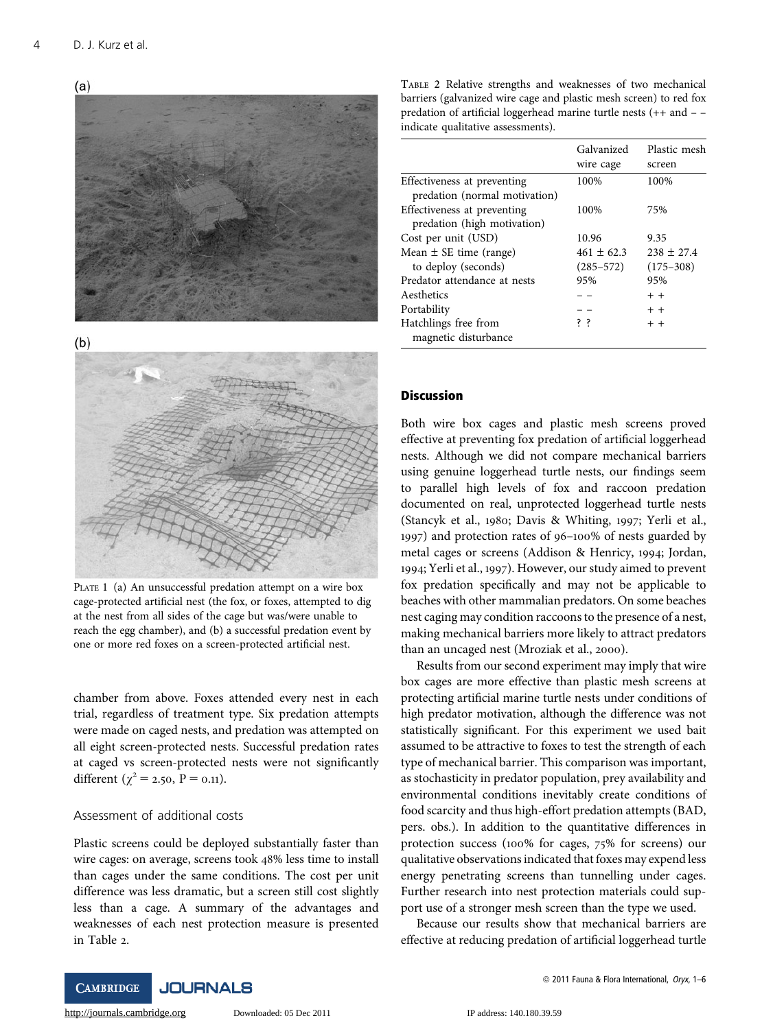(a)

(b)

Plate 1 (a) An unsuccessful predation attempt on a wire box cage-protected artificial nest (the fox, or foxes, attempted to dig at the nest from all sides of the cage but was/were unable to reach the egg chamber), and (b) a successful predation event by one or more red foxes on a screen-protected artificial nest.

chamber from above. Foxes attended every nest in each trial, regardless of treatment type. Six predation attempts were made on caged nests, and predation was attempted on all eight screen-protected nests. Successful predation rates at caged vs screen-protected nests were not significantly different ($\chi^2 = 2.50$, $P = 0.11$).

### Assessment of additional costs

Plastic screens could be deployed substantially faster than wire cages: on average, screens took 48% less time to install than cages under the same conditions. The cost per unit difference was less dramatic, but a screen still cost slightly less than a cage. A summary of the advantages and weaknesses of each nest protection measure is presented in Table 2.

Table 2 Relative strengths and weaknesses of two mechanical barriers (galvanized wire cage and plastic mesh screen) to red fox predation of artificial loggerhead marine turtle nests (++ and – – indicate qualitative assessments).

| | Galvanized wire cage | Plastic mesh screen |
|---|---|---|
| Effectiveness at preventing predation (normal motivation) | 100% | 100% |
| Effectiveness at preventing predation (high motivation) | 100% | 75% |
| Cost per unit (USD) | 10.96 | 9.35 |
| Mean ± SE time (range) to deploy (seconds) | 461 ± 62.3 (285–572) | 238 ± 27.4 (175–308) |
| Predator attendance at nests | 95% | 95% |
| Aesthetics | – – | + + |
| Portability | – – | + + |
| Hatchlings free from magnetic disturbance | ? ? | + + |

## Discussion

Both wire box cages and plastic mesh screens proved effective at preventing fox predation of artificial loggerhead nests. Although we did not compare mechanical barriers using genuine loggerhead turtle nests, our findings seem to parallel high levels of fox and raccoon predation documented on real, unprotected loggerhead turtle nests (Stancyk et al., 1980; Davis & Whiting, 1997; Yerli et al., 1997) and protection rates of 96–100% of nests guarded by metal cages or screens (Addison & Henricy, 1994; Jordan, 1994; Yerli et al., 1997). However, our study aimed to prevent fox predation specifically and may not be applicable to beaches with other mammalian predators. On some beaches nest caging may condition raccoons to the presence of a nest, making mechanical barriers more likely to attract predators than an uncaged nest (Mroziak et al., 2000).

Results from our second experiment may imply that wire box cages are more effective than plastic mesh screens at protecting artificial marine turtle nests under conditions of high predator motivation, although the difference was not statistically significant. For this experiment we used bait assumed to be attractive to foxes to test the strength of each type of mechanical barrier. This comparison was important, as stochasticity in predator population, prey availability and environmental conditions inevitably create conditions of food scarcity and thus high-effort predation attempts (BAD, pers. obs.). In addition to the quantitative differences in protection success (100% for cages, 75% for screens) our qualitative observations indicated that foxes may expend less energy penetrating screens than tunnelling under cages. Further research into nest protection materials could support use of a stronger mesh screen than the type we used.

Because our results show that mechanical barriers are effective at reducing predation of artificial loggerhead turtle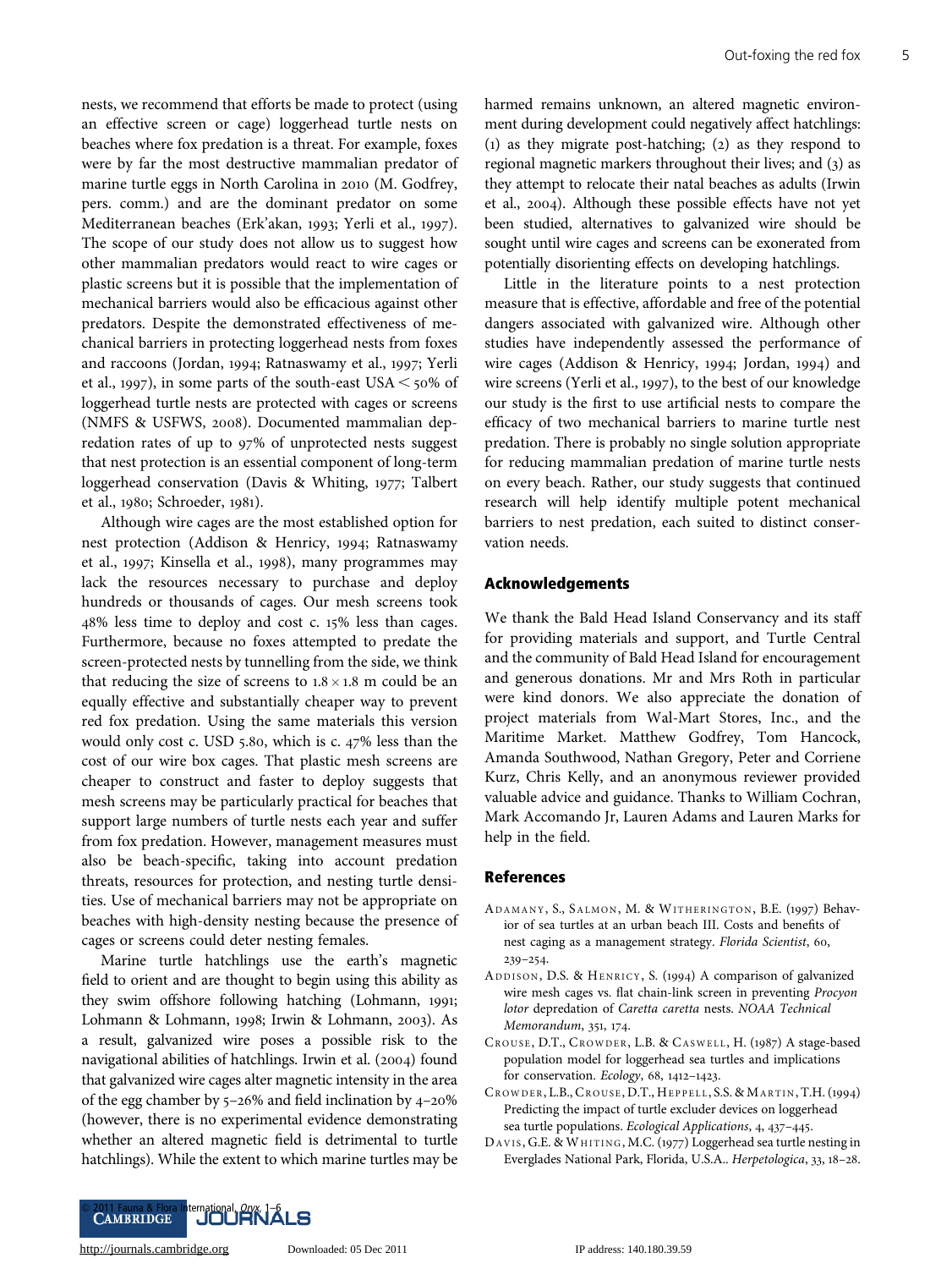nests, we recommend that efforts be made to protect (using an effective screen or cage) loggerhead turtle nests on beaches where fox predation is a threat. For example, foxes were by far the most destructive mammalian predator of marine turtle eggs in North Carolina in 2010 (M. Godfrey, pers. comm.) and are the dominant predator on some Mediterranean beaches (Erk'akan, 1993; Yerli et al., 1997). The scope of our study does not allow us to suggest how other mammalian predators would react to wire cages or plastic screens but it is possible that the implementation of mechanical barriers would also be efficacious against other predators. Despite the demonstrated effectiveness of mechanical barriers in protecting loggerhead nests from foxes and raccoons (Jordan, 1994; Ratnaswamy et al., 1997; Yerli et al., 1997), in some parts of the south-east USA < 50% of loggerhead turtle nests are protected with cages or screens (NMFS & USFWS, 2008). Documented mammalian depredation rates of up to 97% of unprotected nests suggest that nest protection is an essential component of long-term loggerhead conservation (Davis & Whiting, 1977; Talbert et al., 1980; Schroeder, 1981).

Although wire cages are the most established option for nest protection (Addison & Henricy, 1994; Ratnaswamy et al., 1997; Kinsella et al., 1998), many programmes may lack the resources necessary to purchase and deploy hundreds or thousands of cages. Our mesh screens took 48% less time to deploy and cost c. 15% less than cages. Furthermore, because no foxes attempted to predate the screen-protected nests by tunnelling from the side, we think that reducing the size of screens to $1.8 \times 1.8$ m could be an equally effective and substantially cheaper way to prevent red fox predation. Using the same materials this version would only cost c. USD 5.80, which is c. 47% less than the cost of our wire box cages. That plastic mesh screens are cheaper to construct and faster to deploy suggests that mesh screens may be particularly practical for beaches that support large numbers of turtle nests each year and suffer from fox predation. However, management measures must also be beach-specific, taking into account predation threats, resources for protection, and nesting turtle densities. Use of mechanical barriers may not be appropriate on beaches with high-density nesting because the presence of cages or screens could deter nesting females.

Marine turtle hatchlings use the earth's magnetic field to orient and are thought to begin using this ability as they swim offshore following hatching (Lohmann, 1991; Lohmann & Lohmann, 1998; Irwin & Lohmann, 2003). As a result, galvanized wire poses a possible risk to the navigational abilities of hatchlings. Irwin et al. (2004) found that galvanized wire cages alter magnetic intensity in the area of the egg chamber by 5–26% and field inclination by 4–20% (however, there is no experimental evidence demonstrating whether an altered magnetic field is detrimental to turtle hatchlings). While the extent to which marine turtles may be harmed remains unknown, an altered magnetic environment during development could negatively affect hatchlings: (1) as they migrate post-hatching; (2) as they respond to regional magnetic markers throughout their lives; and (3) as they attempt to relocate their natal beaches as adults (Irwin et al., 2004). Although these possible effects have not yet been studied, alternatives to galvanized wire should be sought until wire cages and screens can be exonerated from potentially disorienting effects on developing hatchlings.

Little in the literature points to a nest protection measure that is effective, affordable and free of the potential dangers associated with galvanized wire. Although other studies have independently assessed the performance of wire cages (Addison & Henricy, 1994; Jordan, 1994) and wire screens (Yerli et al., 1997), to the best of our knowledge our study is the first to use artificial nests to compare the efficacy of two mechanical barriers to marine turtle nest predation. There is probably no single solution appropriate for reducing mammalian predation of marine turtle nests on every beach. Rather, our study suggests that continued research will help identify multiple potent mechanical barriers to nest predation, each suited to distinct conservation needs.

## Acknowledgements

We thank the Bald Head Island Conservancy and its staff for providing materials and support, and Turtle Central and the community of Bald Head Island for encouragement and generous donations. Mr and Mrs Roth in particular were kind donors. We also appreciate the donation of project materials from Wal-Mart Stores, Inc., and the Maritime Market. Matthew Godfrey, Tom Hancock, Amanda Southwood, Nathan Gregory, Peter and Corriene Kurz, Chris Kelly, and an anonymous reviewer provided valuable advice and guidance. Thanks to William Cochran, Mark Accomando Jr, Lauren Adams and Lauren Marks for help in the field.

## References

Adamany, S., Salmon, M. & Witherington, B.E. (1997) Behavior of sea turtles at an urban beach III. Costs and benefits of nest caging as a management strategy. *Florida Scientist*, 60, 239–254.

Addison, D.S. & Henricy, S. (1994) A comparison of galvanized wire mesh cages vs. flat chain-link screen in preventing *Procyon lotor* depredation of *Caretta caretta* nests. *NOAA Technical Memorandum*, 351, 174.

Crouse, D.T., Crowder, L.B. & Caswell, H. (1987) A stage-based population model for loggerhead sea turtles and implications for conservation. *Ecology*, 68, 1412–1423.

Crowder, L.B., Crouse, D.T., Heppell, S.S. & Martin, T.H. (1994) Predicting the impact of turtle excluder devices on loggerhead sea turtle populations. *Ecological Applications*, 4, 437–445.

Davis, G.E. & Whiting, M.C. (1977) Loggerhead sea turtle nesting in Everglades National Park, Florida, U.S.A.. *Herpetologica*, 33, 18–28.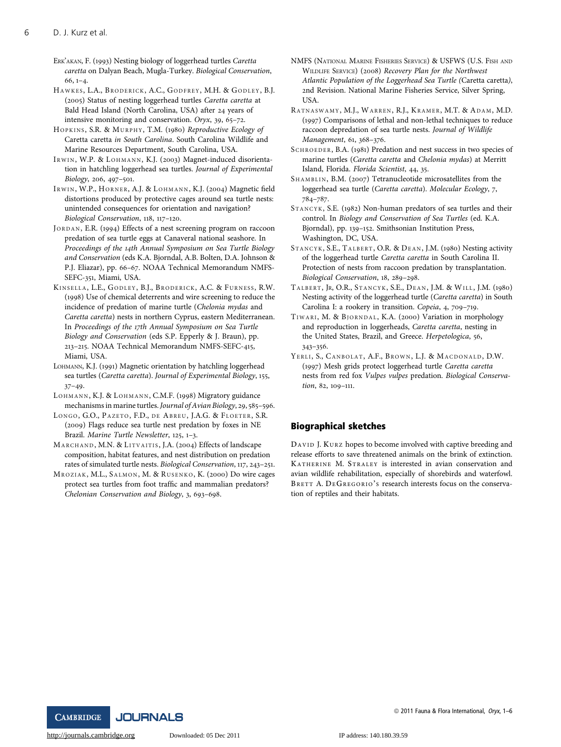Erk'akan, F. (1993) Nesting biology of loggerhead turtles *Caretta caretta* on Dalyan Beach, Mugla-Turkey. *Biological Conservation*, 66, 1–4.

Hawkes, L.A., Broderick, A.C., Godfrey, M.H. & Godley, B.J. (2005) Status of nesting loggerhead turtles *Caretta caretta* at Bald Head Island (North Carolina, USA) after 24 years of intensive monitoring and conservation. *Oryx*, 39, 65–72.

Hopkins, S.R. & Murphy, T.M. (1980) *Reproductive Ecology of* Caretta caretta *in South Carolina*. South Carolina Wildlife and Marine Resources Department, South Carolina, USA.

Irwin, W.P. & Lohmann, K.J. (2003) Magnet-induced disorientation in hatchling loggerhead sea turtles. *Journal of Experimental Biology*, 206, 497–501.

Irwin, W.P., Horner, A.J. & Lohmann, K.J. (2004) Magnetic field distortions produced by protective cages around sea turtle nests: unintended consequences for orientation and navigation? *Biological Conservation*, 118, 117–120.

Jordan, E.R. (1994) Effects of a nest screening program on raccoon predation of sea turtle eggs at Canaveral national seashore. In *Proceedings of the 14th Annual Symposium on Sea Turtle Biology and Conservation* (eds K.A. Bjorndal, A.B. Bolten, D.A. Johnson & P.J. Eliazar), pp. 66–67. NOAA Technical Memorandum NMFS-SEFC-351, Miami, USA.

Kinsella, L.E., Godley, B.J., Broderick, A.C. & Furness, R.W. (1998) Use of chemical deterrents and wire screening to reduce the incidence of predation of marine turtle (*Chelonia mydas* and *Caretta caretta*) nests in northern Cyprus, eastern Mediterranean. In *Proceedings of the 17th Annual Symposium on Sea Turtle Biology and Conservation* (eds S.P. Epperly & J. Braun), pp. 213–215. NOAA Technical Memorandum NMFS-SEFC-415, Miami, USA.

Lohmann, K.J. (1991) Magnetic orientation by hatchling loggerhead sea turtles (*Caretta caretta*). *Journal of Experimental Biology*, 155, 37–49.

Lohmann, K.J. & Lohmann, C.M.F. (1998) Migratory guidance mechanisms in marine turtles. *Journal of Avian Biology*, 29, 585–596.

Longo, G.O., Pazeto, F.D., de Abreu, J.A.G. & Floeter, S.R. (2009) Flags reduce sea turtle nest predation by foxes in NE Brazil. *Marine Turtle Newsletter*, 125, 1–3.

Marchand, M.N. & Litvaitis, J.A. (2004) Effects of landscape composition, habitat features, and nest distribution on predation rates of simulated turtle nests. *Biological Conservation*, 117, 243–251.

Mroziak, M.L., Salmon, M. & Rusenko, K. (2000) Do wire cages protect sea turtles from foot traffic and mammalian predators? *Chelonian Conservation and Biology*, 3, 693–698.

NMFS (National Marine Fisheries Service) & USFWS (U.S. Fish and Wildlife Service) (2008) *Recovery Plan for the Northwest Atlantic Population of the Loggerhead Sea Turtle (*Caretta caretta*)*, 2nd Revision. National Marine Fisheries Service, Silver Spring, USA.

Ratnaswamy, M.J., Warren, R.J., Kramer, M.T. & Adam, M.D. (1997) Comparisons of lethal and non-lethal techniques to reduce raccoon depredation of sea turtle nests. *Journal of Wildlife Management*, 61, 368–376.

Schroeder, B.A. (1981) Predation and nest success in two species of marine turtles (*Caretta caretta* and *Chelonia mydas*) at Merritt Island, Florida. *Florida Scientist*, 44, 35.

Shamblin, B.M. (2007) Tetranucleotide microsatellites from the loggerhead sea turtle (*Caretta caretta*). *Molecular Ecology*, 7, 784–787.

Stancyk, S.E. (1982) Non-human predators of sea turtles and their control. In *Biology and Conservation of Sea Turtles* (ed. K.A. Bjorndal), pp. 139–152. Smithsonian Institution Press, Washington, DC, USA.

Stancyk, S.E., Talbert, O.R. & Dean, J.M. (1980) Nesting activity of the loggerhead turtle *Caretta caretta* in South Carolina II. Protection of nests from raccoon predation by transplantation. *Biological Conservation*, 18, 289–298.

Talbert, Jr, O.R., Stancyk, S.E., Dean, J.M. & Will, J.M. (1980) Nesting activity of the loggerhead turtle (*Caretta caretta*) in South Carolina I: a rookery in transition. *Copeia*, 4, 709–719.

Tiwari, M. & Bjorndal, K.A. (2000) Variation in morphology and reproduction in loggerheads, *Caretta caretta*, nesting in the United States, Brazil, and Greece. *Herpetologica*, 56, 343–356.

Yerli, S., Canbolat, A.F., Brown, L.J. & Macdonald, D.W. (1997) Mesh grids protect loggerhead turtle *Caretta caretta* nests from red fox *Vulpes vulpes* predation. *Biological Conservation*, 82, 109–111.

## Biographical sketches

David J. Kurz hopes to become involved with captive breeding and release efforts to save threatened animals on the brink of extinction. Katherine M. Straley is interested in avian conservation and avian wildlife rehabilitation, especially of shorebirds and waterfowl. Brett A. DeGregorio's research interests focus on the conservation of reptiles and their habitats.